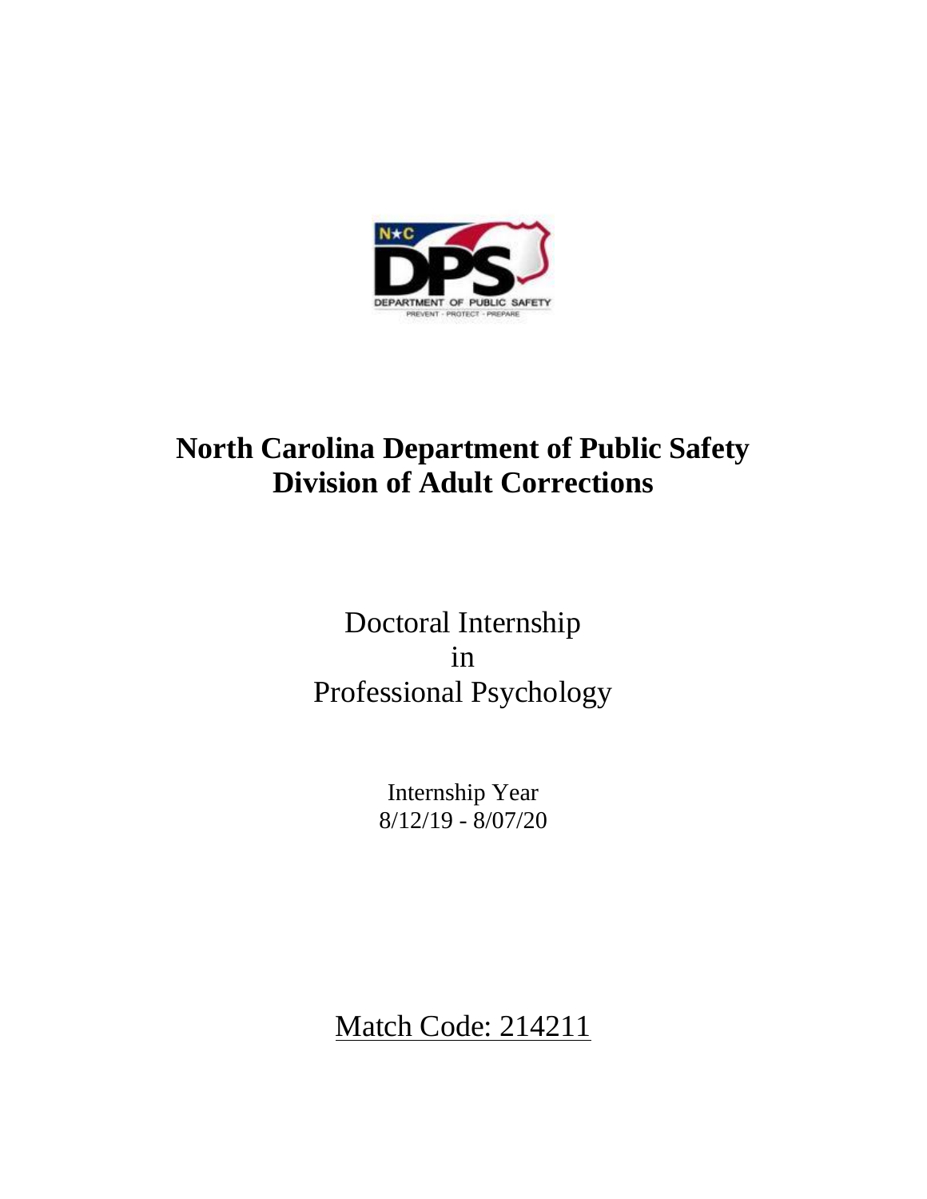# North Carolina Department of Public Safety
# Division of Adult Corrections

## Doctoral Internship in Professional Psychology

Internship Year
8/12/19 - 8/07/20

Match Code: 214211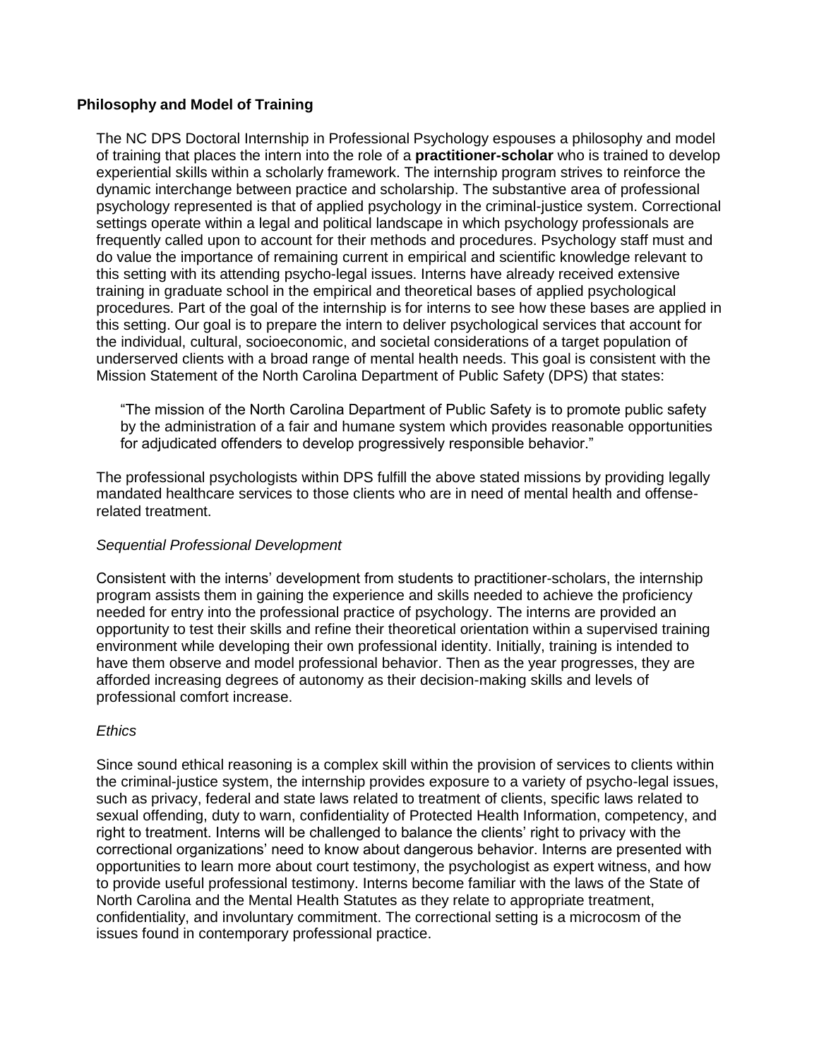**Philosophy and Model of Training**

The NC DPS Doctoral Internship in Professional Psychology espouses a philosophy and model of training that places the intern into the role of a **practitioner-scholar** who is trained to develop experiential skills within a scholarly framework. The internship program strives to reinforce the dynamic interchange between practice and scholarship. The substantive area of professional psychology represented is that of applied psychology in the criminal-justice system. Correctional settings operate within a legal and political landscape in which psychology professionals are frequently called upon to account for their methods and procedures. Psychology staff must and do value the importance of remaining current in empirical and scientific knowledge relevant to this setting with its attending psycho-legal issues. Interns have already received extensive training in graduate school in the empirical and theoretical bases of applied psychological procedures. Part of the goal of the internship is for interns to see how these bases are applied in this setting. Our goal is to prepare the intern to deliver psychological services that account for the individual, cultural, socioeconomic, and societal considerations of a target population of underserved clients with a broad range of mental health needs. This goal is consistent with the Mission Statement of the North Carolina Department of Public Safety (DPS) that states:

> "The mission of the North Carolina Department of Public Safety is to promote public safety by the administration of a fair and humane system which provides reasonable opportunities for adjudicated offenders to develop progressively responsible behavior."

The professional psychologists within DPS fulfill the above stated missions by providing legally mandated healthcare services to those clients who are in need of mental health and offense-related treatment.

*Sequential Professional Development*

Consistent with the interns' development from students to practitioner-scholars, the internship program assists them in gaining the experience and skills needed to achieve the proficiency needed for entry into the professional practice of psychology. The interns are provided an opportunity to test their skills and refine their theoretical orientation within a supervised training environment while developing their own professional identity. Initially, training is intended to have them observe and model professional behavior. Then as the year progresses, they are afforded increasing degrees of autonomy as their decision-making skills and levels of professional comfort increase.

*Ethics*

Since sound ethical reasoning is a complex skill within the provision of services to clients within the criminal-justice system, the internship provides exposure to a variety of psycho-legal issues, such as privacy, federal and state laws related to treatment of clients, specific laws related to sexual offending, duty to warn, confidentiality of Protected Health Information, competency, and right to treatment. Interns will be challenged to balance the clients' right to privacy with the correctional organizations' need to know about dangerous behavior. Interns are presented with opportunities to learn more about court testimony, the psychologist as expert witness, and how to provide useful professional testimony. Interns become familiar with the laws of the State of North Carolina and the Mental Health Statutes as they relate to appropriate treatment, confidentiality, and involuntary commitment. The correctional setting is a microcosm of the issues found in contemporary professional practice.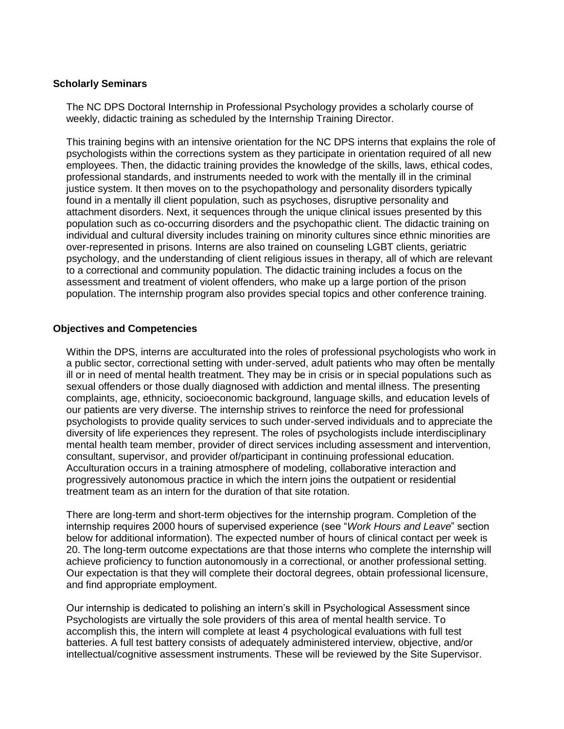### Scholarly Seminars

The NC DPS Doctoral Internship in Professional Psychology provides a scholarly course of weekly, didactic training as scheduled by the Internship Training Director.

This training begins with an intensive orientation for the NC DPS interns that explains the role of psychologists within the corrections system as they participate in orientation required of all new employees. Then, the didactic training provides the knowledge of the skills, laws, ethical codes, professional standards, and instruments needed to work with the mentally ill in the criminal justice system. It then moves on to the psychopathology and personality disorders typically found in a mentally ill client population, such as psychoses, disruptive personality and attachment disorders. Next, it sequences through the unique clinical issues presented by this population such as co-occurring disorders and the psychopathic client. The didactic training on individual and cultural diversity includes training on minority cultures since ethnic minorities are over-represented in prisons. Interns are also trained on counseling LGBT clients, geriatric psychology, and the understanding of client religious issues in therapy, all of which are relevant to a correctional and community population. The didactic training includes a focus on the assessment and treatment of violent offenders, who make up a large portion of the prison population. The internship program also provides special topics and other conference training.

### Objectives and Competencies

Within the DPS, interns are acculturated into the roles of professional psychologists who work in a public sector, correctional setting with under-served, adult patients who may often be mentally ill or in need of mental health treatment. They may be in crisis or in special populations such as sexual offenders or those dually diagnosed with addiction and mental illness. The presenting complaints, age, ethnicity, socioeconomic background, language skills, and education levels of our patients are very diverse. The internship strives to reinforce the need for professional psychologists to provide quality services to such under-served individuals and to appreciate the diversity of life experiences they represent. The roles of psychologists include interdisciplinary mental health team member, provider of direct services including assessment and intervention, consultant, supervisor, and provider of/participant in continuing professional education. Acculturation occurs in a training atmosphere of modeling, collaborative interaction and progressively autonomous practice in which the intern joins the outpatient or residential treatment team as an intern for the duration of that site rotation.

There are long-term and short-term objectives for the internship program. Completion of the internship requires 2000 hours of supervised experience (see "*Work Hours and Leave*" section below for additional information). The expected number of hours of clinical contact per week is 20. The long-term outcome expectations are that those interns who complete the internship will achieve proficiency to function autonomously in a correctional, or another professional setting. Our expectation is that they will complete their doctoral degrees, obtain professional licensure, and find appropriate employment.

Our internship is dedicated to polishing an intern's skill in Psychological Assessment since Psychologists are virtually the sole providers of this area of mental health service. To accomplish this, the intern will complete at least 4 psychological evaluations with full test batteries. A full test battery consists of adequately administered interview, objective, and/or intellectual/cognitive assessment instruments. These will be reviewed by the Site Supervisor.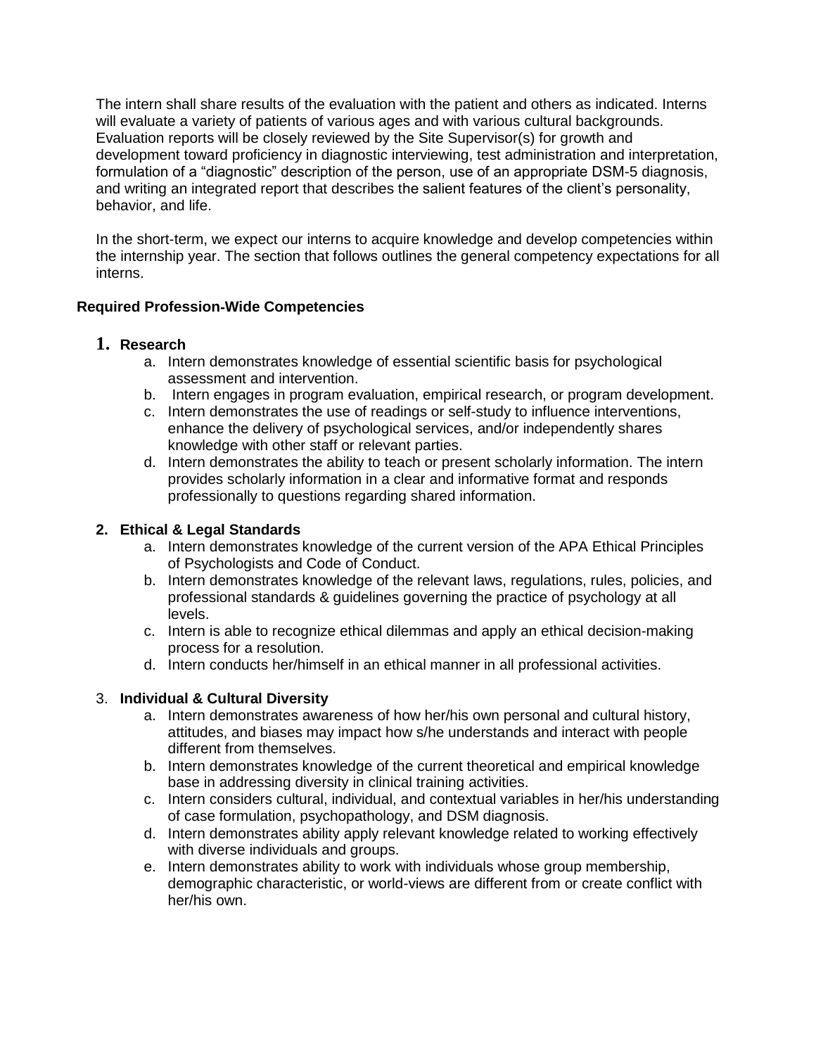The intern shall share results of the evaluation with the patient and others as indicated. Interns will evaluate a variety of patients of various ages and with various cultural backgrounds. Evaluation reports will be closely reviewed by the Site Supervisor(s) for growth and development toward proficiency in diagnostic interviewing, test administration and interpretation, formulation of a "diagnostic" description of the person, use of an appropriate DSM-5 diagnosis, and writing an integrated report that describes the salient features of the client's personality, behavior, and life.

In the short-term, we expect our interns to acquire knowledge and develop competencies within the internship year. The section that follows outlines the general competency expectations for all interns.

### Required Profession-Wide Competencies

1. **Research**
    a. Intern demonstrates knowledge of essential scientific basis for psychological assessment and intervention.
    b. Intern engages in program evaluation, empirical research, or program development.
    c. Intern demonstrates the use of readings or self-study to influence interventions, enhance the delivery of psychological services, and/or independently shares knowledge with other staff or relevant parties.
    d. Intern demonstrates the ability to teach or present scholarly information. The intern provides scholarly information in a clear and informative format and responds professionally to questions regarding shared information.

2. **Ethical & Legal Standards**
    a. Intern demonstrates knowledge of the current version of the APA Ethical Principles of Psychologists and Code of Conduct.
    b. Intern demonstrates knowledge of the relevant laws, regulations, rules, policies, and professional standards & guidelines governing the practice of psychology at all levels.
    c. Intern is able to recognize ethical dilemmas and apply an ethical decision-making process for a resolution.
    d. Intern conducts her/himself in an ethical manner in all professional activities.

3. **Individual & Cultural Diversity**
    a. Intern demonstrates awareness of how her/his own personal and cultural history, attitudes, and biases may impact how s/he understands and interact with people different from themselves.
    b. Intern demonstrates knowledge of the current theoretical and empirical knowledge base in addressing diversity in clinical training activities.
    c. Intern considers cultural, individual, and contextual variables in her/his understanding of case formulation, psychopathology, and DSM diagnosis.
    d. Intern demonstrates ability apply relevant knowledge related to working effectively with diverse individuals and groups.
    e. Intern demonstrates ability to work with individuals whose group membership, demographic characteristic, or world-views are different from or create conflict with her/his own.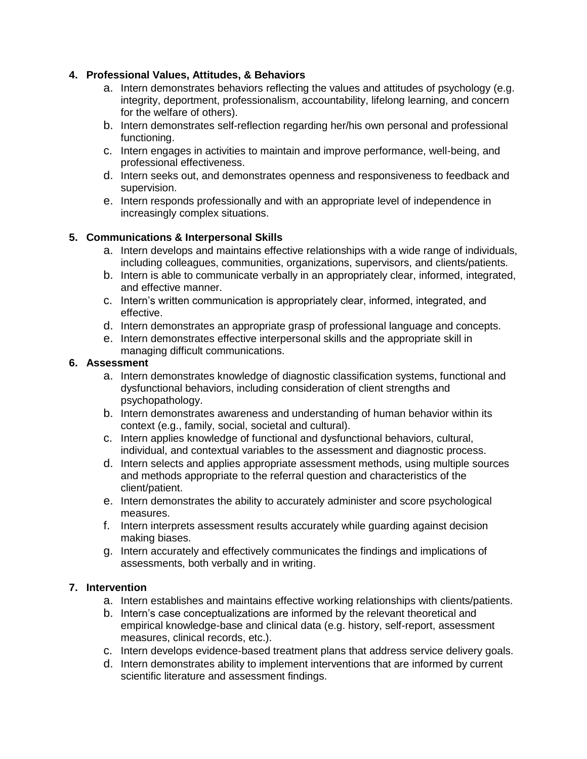4. **Professional Values, Attitudes, & Behaviors**
    a. Intern demonstrates behaviors reflecting the values and attitudes of psychology (e.g. integrity, deportment, professionalism, accountability, lifelong learning, and concern for the welfare of others).
    b. Intern demonstrates self-reflection regarding her/his own personal and professional functioning.
    c. Intern engages in activities to maintain and improve performance, well-being, and professional effectiveness.
    d. Intern seeks out, and demonstrates openness and responsiveness to feedback and supervision.
    e. Intern responds professionally and with an appropriate level of independence in increasingly complex situations.

5. **Communications & Interpersonal Skills**
    a. Intern develops and maintains effective relationships with a wide range of individuals, including colleagues, communities, organizations, supervisors, and clients/patients.
    b. Intern is able to communicate verbally in an appropriately clear, informed, integrated, and effective manner.
    c. Intern's written communication is appropriately clear, informed, integrated, and effective.
    d. Intern demonstrates an appropriate grasp of professional language and concepts.
    e. Intern demonstrates effective interpersonal skills and the appropriate skill in managing difficult communications.

6. **Assessment**
    a. Intern demonstrates knowledge of diagnostic classification systems, functional and dysfunctional behaviors, including consideration of client strengths and psychopathology.
    b. Intern demonstrates awareness and understanding of human behavior within its context (e.g., family, social, societal and cultural).
    c. Intern applies knowledge of functional and dysfunctional behaviors, cultural, individual, and contextual variables to the assessment and diagnostic process.
    d. Intern selects and applies appropriate assessment methods, using multiple sources and methods appropriate to the referral question and characteristics of the client/patient.
    e. Intern demonstrates the ability to accurately administer and score psychological measures.
    f. Intern interprets assessment results accurately while guarding against decision making biases.
    g. Intern accurately and effectively communicates the findings and implications of assessments, both verbally and in writing.

7. **Intervention**
    a. Intern establishes and maintains effective working relationships with clients/patients.
    b. Intern's case conceptualizations are informed by the relevant theoretical and empirical knowledge-base and clinical data (e.g. history, self-report, assessment measures, clinical records, etc.).
    c. Intern develops evidence-based treatment plans that address service delivery goals.
    d. Intern demonstrates ability to implement interventions that are informed by current scientific literature and assessment findings.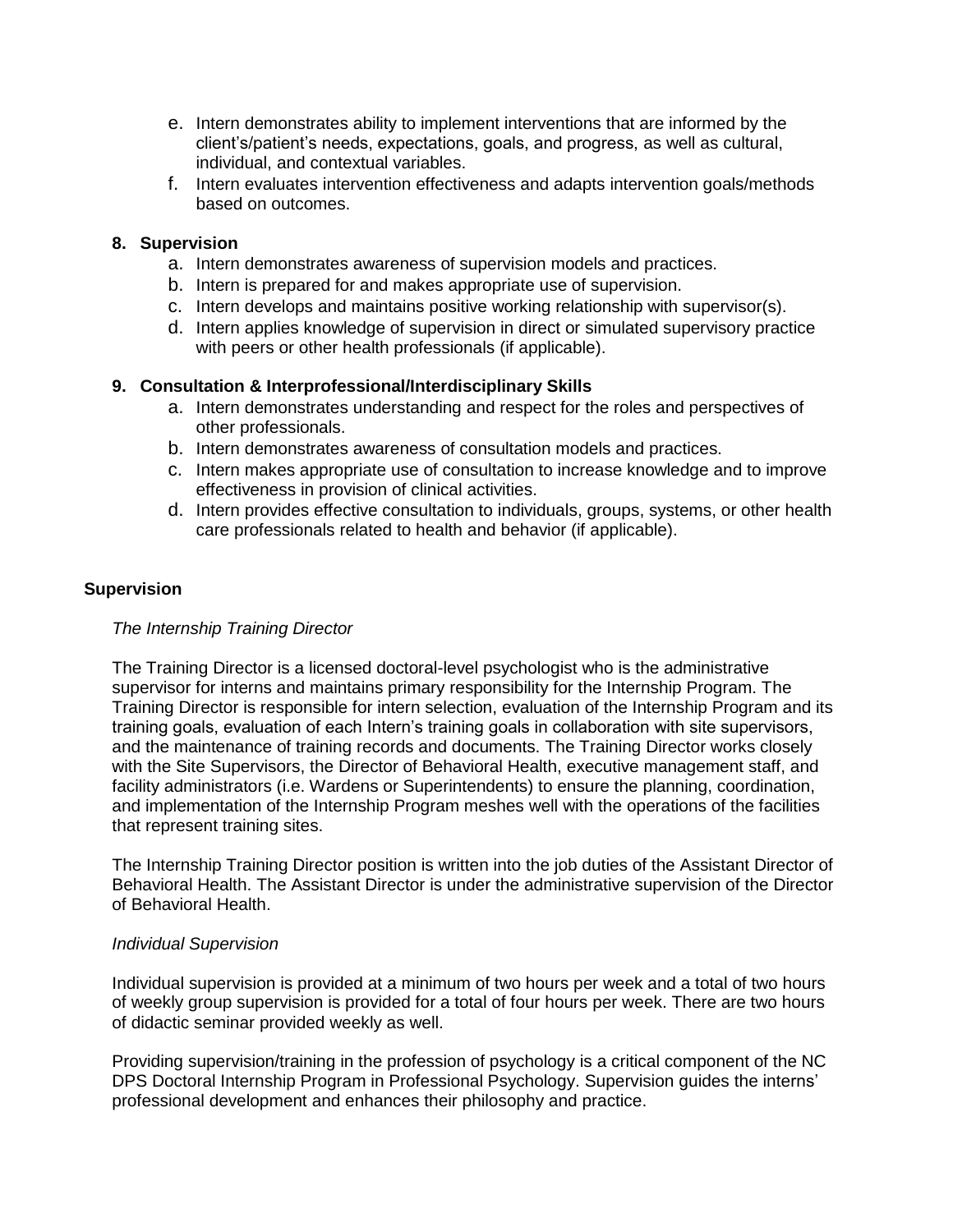e. Intern demonstrates ability to implement interventions that are informed by the client's/patient's needs, expectations, goals, and progress, as well as cultural, individual, and contextual variables.
f. Intern evaluates intervention effectiveness and adapts intervention goals/methods based on outcomes.

**8. Supervision**

a. Intern demonstrates awareness of supervision models and practices.
b. Intern is prepared for and makes appropriate use of supervision.
c. Intern develops and maintains positive working relationship with supervisor(s).
d. Intern applies knowledge of supervision in direct or simulated supervisory practice with peers or other health professionals (if applicable).

**9. Consultation & Interprofessional/Interdisciplinary Skills**

a. Intern demonstrates understanding and respect for the roles and perspectives of other professionals.
b. Intern demonstrates awareness of consultation models and practices.
c. Intern makes appropriate use of consultation to increase knowledge and to improve effectiveness in provision of clinical activities.
d. Intern provides effective consultation to individuals, groups, systems, or other health care professionals related to health and behavior (if applicable).

## Supervision

*The Internship Training Director*

The Training Director is a licensed doctoral-level psychologist who is the administrative supervisor for interns and maintains primary responsibility for the Internship Program. The Training Director is responsible for intern selection, evaluation of the Internship Program and its training goals, evaluation of each Intern's training goals in collaboration with site supervisors, and the maintenance of training records and documents. The Training Director works closely with the Site Supervisors, the Director of Behavioral Health, executive management staff, and facility administrators (i.e. Wardens or Superintendents) to ensure the planning, coordination, and implementation of the Internship Program meshes well with the operations of the facilities that represent training sites.

The Internship Training Director position is written into the job duties of the Assistant Director of Behavioral Health. The Assistant Director is under the administrative supervision of the Director of Behavioral Health.

*Individual Supervision*

Individual supervision is provided at a minimum of two hours per week and a total of two hours of weekly group supervision is provided for a total of four hours per week. There are two hours of didactic seminar provided weekly as well.

Providing supervision/training in the profession of psychology is a critical component of the NC DPS Doctoral Internship Program in Professional Psychology. Supervision guides the interns' professional development and enhances their philosophy and practice.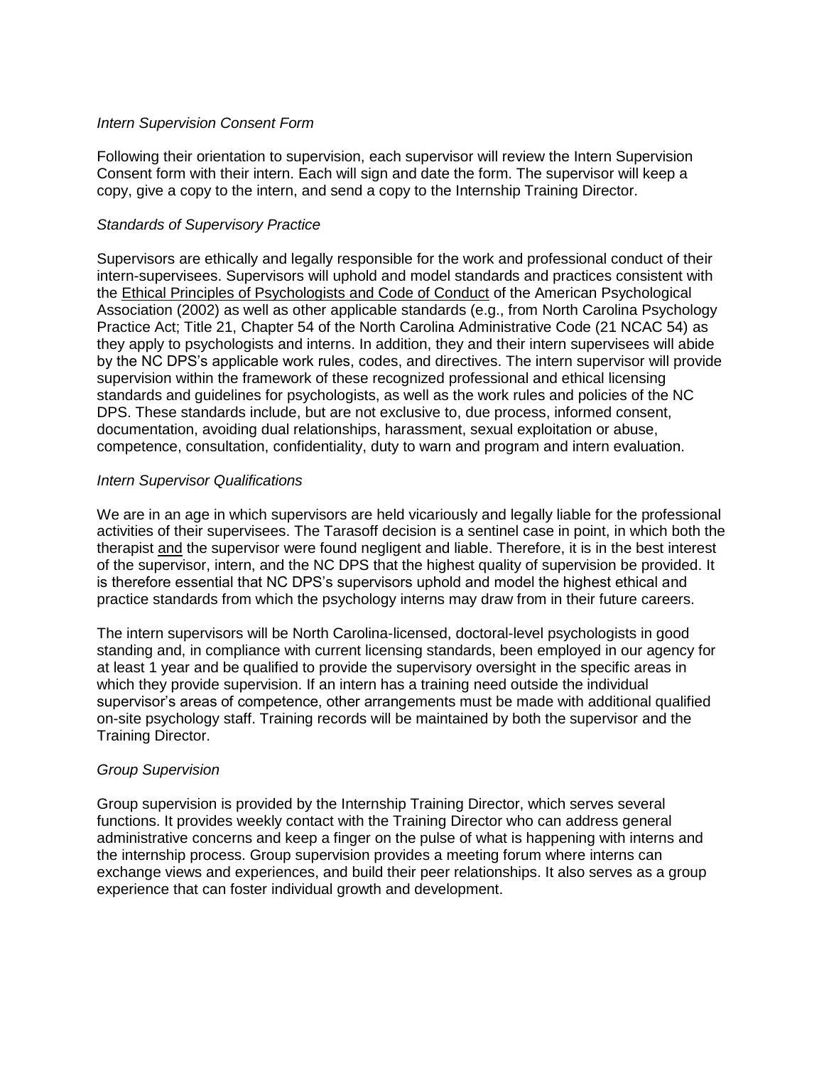*Intern Supervision Consent Form*

Following their orientation to supervision, each supervisor will review the Intern Supervision Consent form with their intern. Each will sign and date the form. The supervisor will keep a copy, give a copy to the intern, and send a copy to the Internship Training Director.

*Standards of Supervisory Practice*

Supervisors are ethically and legally responsible for the work and professional conduct of their intern-supervisees. Supervisors will uphold and model standards and practices consistent with the Ethical Principles of Psychologists and Code of Conduct of the American Psychological Association (2002) as well as other applicable standards (e.g., from North Carolina Psychology Practice Act; Title 21, Chapter 54 of the North Carolina Administrative Code (21 NCAC 54) as they apply to psychologists and interns. In addition, they and their intern supervisees will abide by the NC DPS's applicable work rules, codes, and directives. The intern supervisor will provide supervision within the framework of these recognized professional and ethical licensing standards and guidelines for psychologists, as well as the work rules and policies of the NC DPS. These standards include, but are not exclusive to, due process, informed consent, documentation, avoiding dual relationships, harassment, sexual exploitation or abuse, competence, consultation, confidentiality, duty to warn and program and intern evaluation.

*Intern Supervisor Qualifications*

We are in an age in which supervisors are held vicariously and legally liable for the professional activities of their supervisees. The Tarasoff decision is a sentinel case in point, in which both the therapist and the supervisor were found negligent and liable. Therefore, it is in the best interest of the supervisor, intern, and the NC DPS that the highest quality of supervision be provided. It is therefore essential that NC DPS's supervisors uphold and model the highest ethical and practice standards from which the psychology interns may draw from in their future careers.

The intern supervisors will be North Carolina-licensed, doctoral-level psychologists in good standing and, in compliance with current licensing standards, been employed in our agency for at least 1 year and be qualified to provide the supervisory oversight in the specific areas in which they provide supervision. If an intern has a training need outside the individual supervisor's areas of competence, other arrangements must be made with additional qualified on-site psychology staff. Training records will be maintained by both the supervisor and the Training Director.

*Group Supervision*

Group supervision is provided by the Internship Training Director, which serves several functions. It provides weekly contact with the Training Director who can address general administrative concerns and keep a finger on the pulse of what is happening with interns and the internship process. Group supervision provides a meeting forum where interns can exchange views and experiences, and build their peer relationships. It also serves as a group experience that can foster individual growth and development.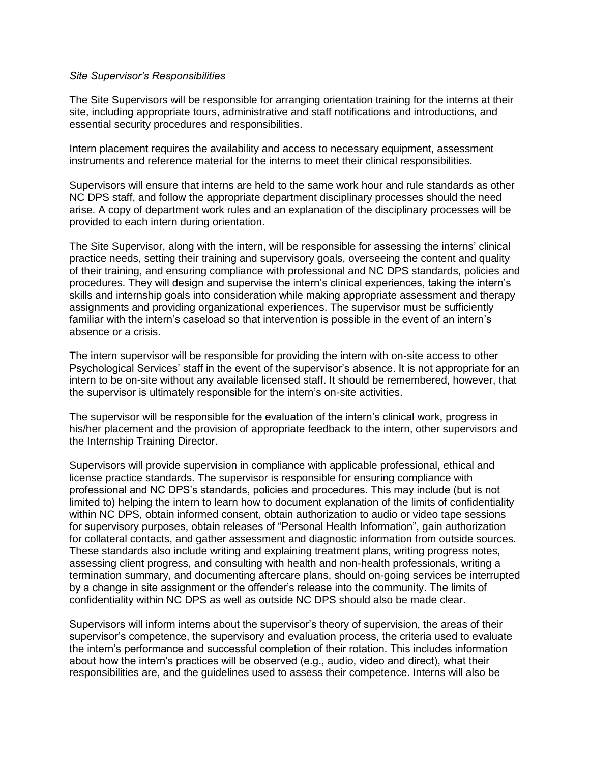*Site Supervisor's Responsibilities*

The Site Supervisors will be responsible for arranging orientation training for the interns at their site, including appropriate tours, administrative and staff notifications and introductions, and essential security procedures and responsibilities.

Intern placement requires the availability and access to necessary equipment, assessment instruments and reference material for the interns to meet their clinical responsibilities.

Supervisors will ensure that interns are held to the same work hour and rule standards as other NC DPS staff, and follow the appropriate department disciplinary processes should the need arise. A copy of department work rules and an explanation of the disciplinary processes will be provided to each intern during orientation.

The Site Supervisor, along with the intern, will be responsible for assessing the interns' clinical practice needs, setting their training and supervisory goals, overseeing the content and quality of their training, and ensuring compliance with professional and NC DPS standards, policies and procedures. They will design and supervise the intern's clinical experiences, taking the intern's skills and internship goals into consideration while making appropriate assessment and therapy assignments and providing organizational experiences. The supervisor must be sufficiently familiar with the intern's caseload so that intervention is possible in the event of an intern's absence or a crisis.

The intern supervisor will be responsible for providing the intern with on-site access to other Psychological Services' staff in the event of the supervisor's absence. It is not appropriate for an intern to be on-site without any available licensed staff. It should be remembered, however, that the supervisor is ultimately responsible for the intern's on-site activities.

The supervisor will be responsible for the evaluation of the intern's clinical work, progress in his/her placement and the provision of appropriate feedback to the intern, other supervisors and the Internship Training Director.

Supervisors will provide supervision in compliance with applicable professional, ethical and license practice standards. The supervisor is responsible for ensuring compliance with professional and NC DPS's standards, policies and procedures. This may include (but is not limited to) helping the intern to learn how to document explanation of the limits of confidentiality within NC DPS, obtain informed consent, obtain authorization to audio or video tape sessions for supervisory purposes, obtain releases of "Personal Health Information", gain authorization for collateral contacts, and gather assessment and diagnostic information from outside sources. These standards also include writing and explaining treatment plans, writing progress notes, assessing client progress, and consulting with health and non-health professionals, writing a termination summary, and documenting aftercare plans, should on-going services be interrupted by a change in site assignment or the offender's release into the community. The limits of confidentiality within NC DPS as well as outside NC DPS should also be made clear.

Supervisors will inform interns about the supervisor's theory of supervision, the areas of their supervisor's competence, the supervisory and evaluation process, the criteria used to evaluate the intern's performance and successful completion of their rotation. This includes information about how the intern's practices will be observed (e.g., audio, video and direct), what their responsibilities are, and the guidelines used to assess their competence. Interns will also be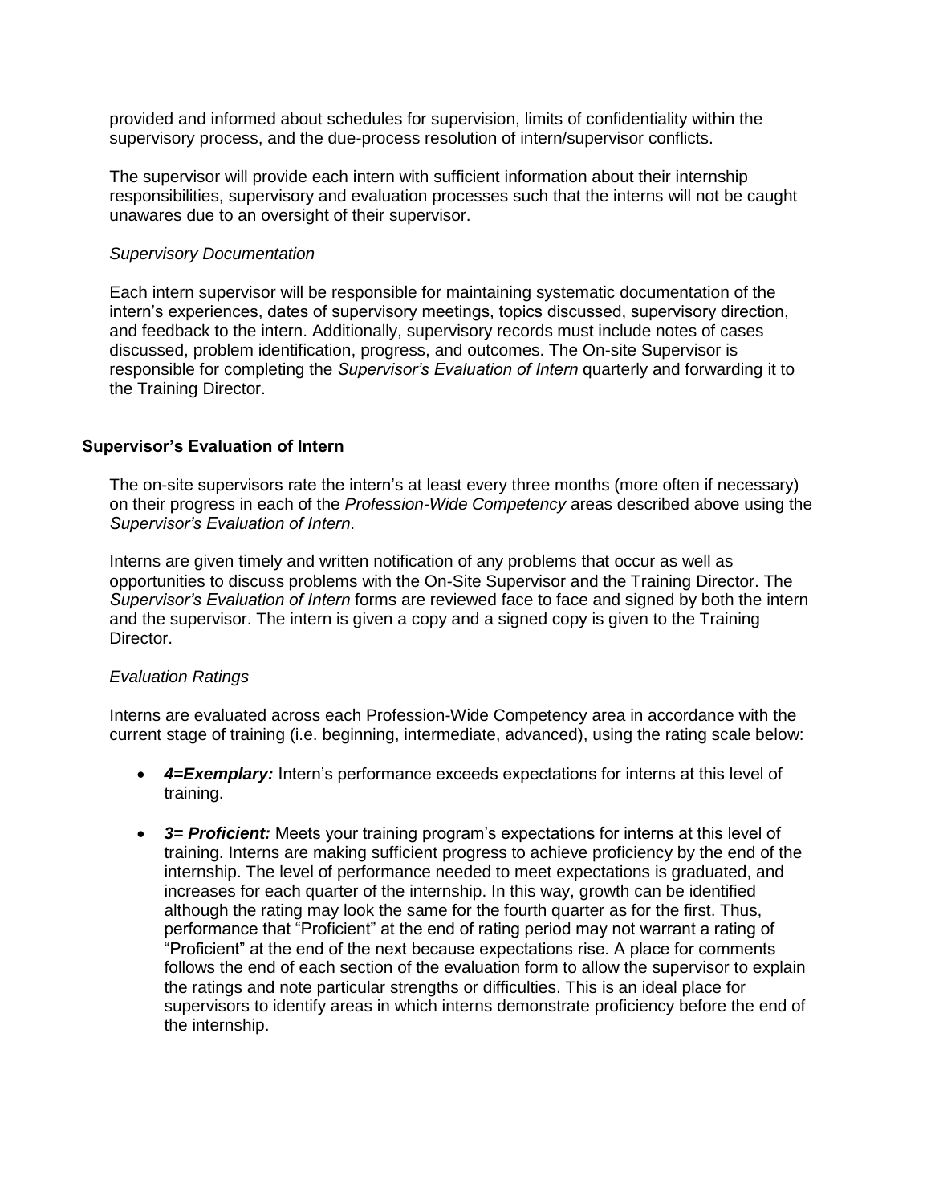provided and informed about schedules for supervision, limits of confidentiality within the supervisory process, and the due-process resolution of intern/supervisor conflicts.

The supervisor will provide each intern with sufficient information about their internship responsibilities, supervisory and evaluation processes such that the interns will not be caught unawares due to an oversight of their supervisor.

*Supervisory Documentation*

Each intern supervisor will be responsible for maintaining systematic documentation of the intern's experiences, dates of supervisory meetings, topics discussed, supervisory direction, and feedback to the intern. Additionally, supervisory records must include notes of cases discussed, problem identification, progress, and outcomes. The On-site Supervisor is responsible for completing the *Supervisor's Evaluation of Intern* quarterly and forwarding it to the Training Director.

## Supervisor's Evaluation of Intern

The on-site supervisors rate the intern's at least every three months (more often if necessary) on their progress in each of the *Profession-Wide Competency* areas described above using the *Supervisor's Evaluation of Intern*.

Interns are given timely and written notification of any problems that occur as well as opportunities to discuss problems with the On-Site Supervisor and the Training Director. The *Supervisor's Evaluation of Intern* forms are reviewed face to face and signed by both the intern and the supervisor. The intern is given a copy and a signed copy is given to the Training Director.

*Evaluation Ratings*

Interns are evaluated across each Profession-Wide Competency area in accordance with the current stage of training (i.e. beginning, intermediate, advanced), using the rating scale below:

- ***4=Exemplary:*** Intern's performance exceeds expectations for interns at this level of training.
- ***3= Proficient:*** Meets your training program's expectations for interns at this level of training. Interns are making sufficient progress to achieve proficiency by the end of the internship. The level of performance needed to meet expectations is graduated, and increases for each quarter of the internship. In this way, growth can be identified although the rating may look the same for the fourth quarter as for the first. Thus, performance that "Proficient" at the end of rating period may not warrant a rating of "Proficient" at the end of the next because expectations rise. A place for comments follows the end of each section of the evaluation form to allow the supervisor to explain the ratings and note particular strengths or difficulties. This is an ideal place for supervisors to identify areas in which interns demonstrate proficiency before the end of the internship.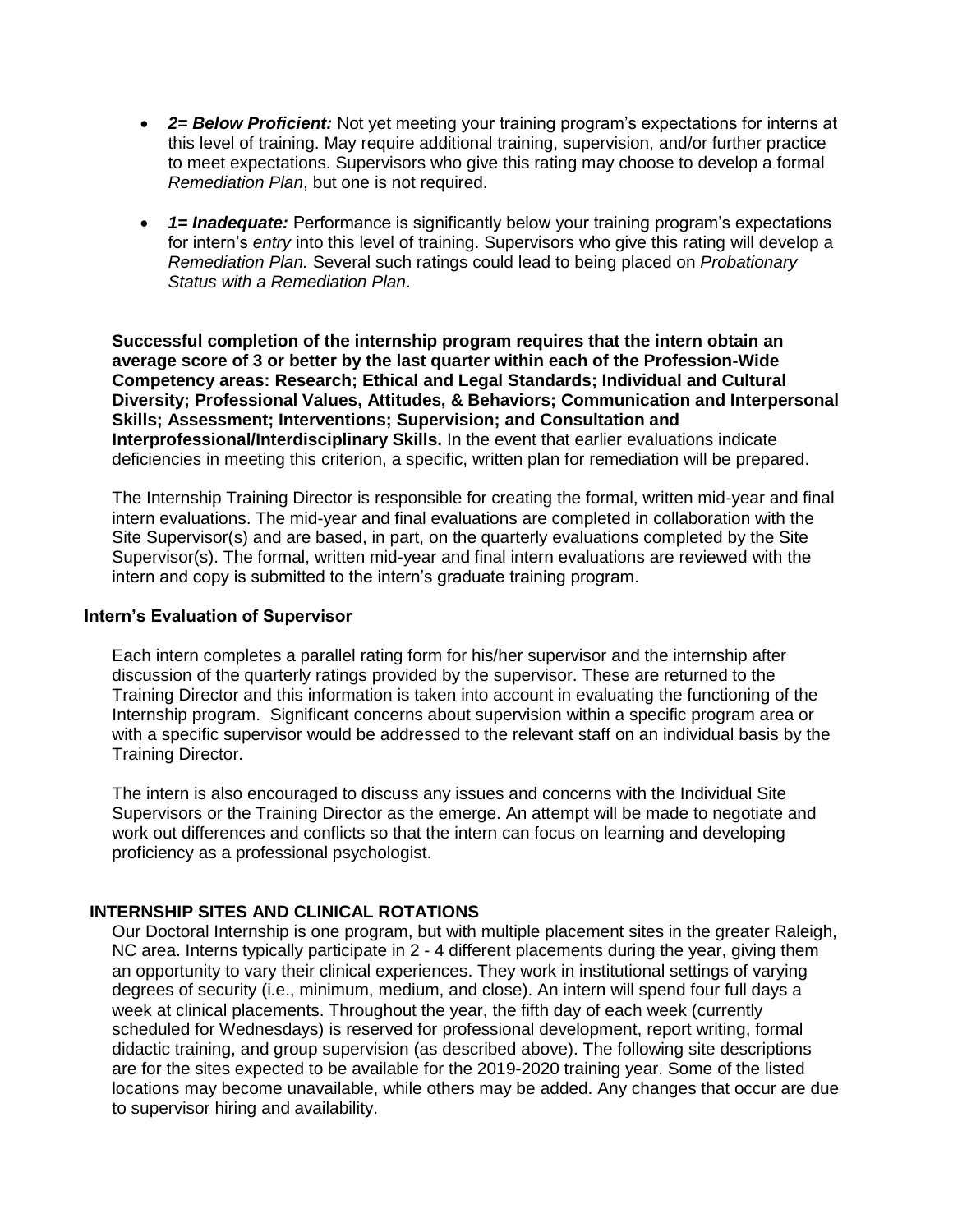- ***2= Below Proficient:*** Not yet meeting your training program's expectations for interns at this level of training. May require additional training, supervision, and/or further practice to meet expectations. Supervisors who give this rating may choose to develop a formal *Remediation Plan*, but one is not required.

- ***1= Inadequate:*** Performance is significantly below your training program's expectations for intern's *entry* into this level of training. Supervisors who give this rating will develop a *Remediation Plan.* Several such ratings could lead to being placed on *Probationary Status with a Remediation Plan*.

**Successful completion of the internship program requires that the intern obtain an average score of 3 or better by the last quarter within each of the Profession-Wide Competency areas: Research; Ethical and Legal Standards; Individual and Cultural Diversity; Professional Values, Attitudes, & Behaviors; Communication and Interpersonal Skills; Assessment; Interventions; Supervision; and Consultation and Interprofessional/Interdisciplinary Skills.** In the event that earlier evaluations indicate deficiencies in meeting this criterion, a specific, written plan for remediation will be prepared.

The Internship Training Director is responsible for creating the formal, written mid-year and final intern evaluations. The mid-year and final evaluations are completed in collaboration with the Site Supervisor(s) and are based, in part, on the quarterly evaluations completed by the Site Supervisor(s). The formal, written mid-year and final intern evaluations are reviewed with the intern and copy is submitted to the intern's graduate training program.

### Intern's Evaluation of Supervisor

Each intern completes a parallel rating form for his/her supervisor and the internship after discussion of the quarterly ratings provided by the supervisor. These are returned to the Training Director and this information is taken into account in evaluating the functioning of the Internship program. Significant concerns about supervision within a specific program area or with a specific supervisor would be addressed to the relevant staff on an individual basis by the Training Director.

The intern is also encouraged to discuss any issues and concerns with the Individual Site Supervisors or the Training Director as the emerge. An attempt will be made to negotiate and work out differences and conflicts so that the intern can focus on learning and developing proficiency as a professional psychologist.

## INTERNSHIP SITES AND CLINICAL ROTATIONS

Our Doctoral Internship is one program, but with multiple placement sites in the greater Raleigh, NC area. Interns typically participate in 2 - 4 different placements during the year, giving them an opportunity to vary their clinical experiences. They work in institutional settings of varying degrees of security (i.e., minimum, medium, and close). An intern will spend four full days a week at clinical placements. Throughout the year, the fifth day of each week (currently scheduled for Wednesdays) is reserved for professional development, report writing, formal didactic training, and group supervision (as described above). The following site descriptions are for the sites expected to be available for the 2019-2020 training year. Some of the listed locations may become unavailable, while others may be added. Any changes that occur are due to supervisor hiring and availability.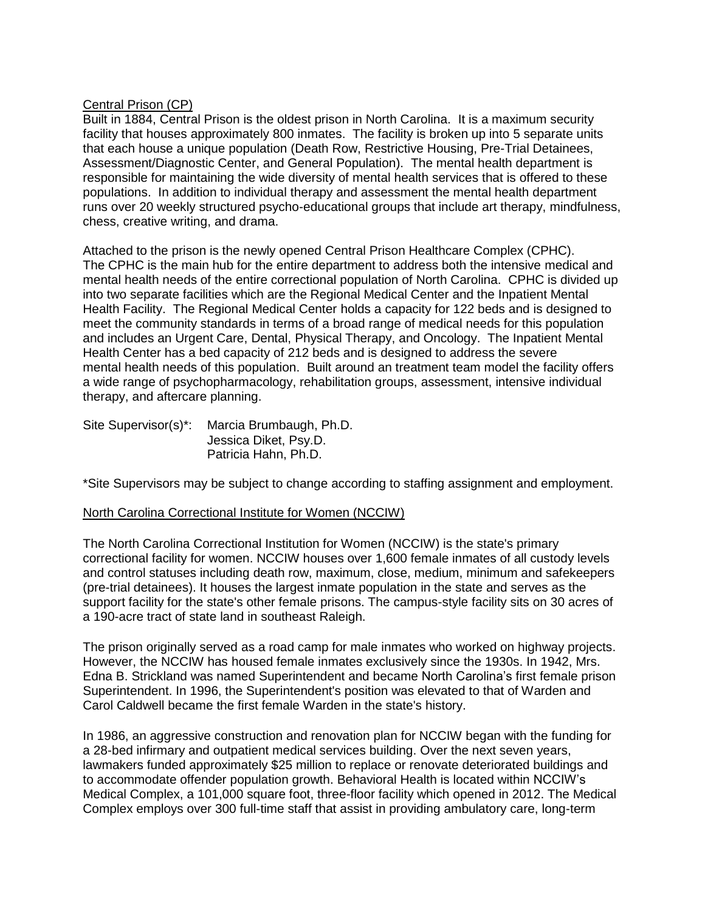<u>Central Prison (CP)</u>

Built in 1884, Central Prison is the oldest prison in North Carolina. It is a maximum security facility that houses approximately 800 inmates. The facility is broken up into 5 separate units that each house a unique population (Death Row, Restrictive Housing, Pre-Trial Detainees, Assessment/Diagnostic Center, and General Population). The mental health department is responsible for maintaining the wide diversity of mental health services that is offered to these populations. In addition to individual therapy and assessment the mental health department runs over 20 weekly structured psycho-educational groups that include art therapy, mindfulness, chess, creative writing, and drama.

Attached to the prison is the newly opened Central Prison Healthcare Complex (CPHC). The CPHC is the main hub for the entire department to address both the intensive medical and mental health needs of the entire correctional population of North Carolina. CPHC is divided up into two separate facilities which are the Regional Medical Center and the Inpatient Mental Health Facility. The Regional Medical Center holds a capacity for 122 beds and is designed to meet the community standards in terms of a broad range of medical needs for this population and includes an Urgent Care, Dental, Physical Therapy, and Oncology. The Inpatient Mental Health Center has a bed capacity of 212 beds and is designed to address the severe mental health needs of this population. Built around an treatment team model the facility offers a wide range of psychopharmacology, rehabilitation groups, assessment, intensive individual therapy, and aftercare planning.

Site Supervisor(s)*: Marcia Brumbaugh, Ph.D.
Jessica Diket, Psy.D.
Patricia Hahn, Ph.D.

*Site Supervisors may be subject to change according to staffing assignment and employment.

<u>North Carolina Correctional Institute for Women (NCCIW)</u>

The North Carolina Correctional Institution for Women (NCCIW) is the state's primary correctional facility for women. NCCIW houses over 1,600 female inmates of all custody levels and control statuses including death row, maximum, close, medium, minimum and safekeepers (pre-trial detainees). It houses the largest inmate population in the state and serves as the support facility for the state's other female prisons. The campus-style facility sits on 30 acres of a 190-acre tract of state land in southeast Raleigh.

The prison originally served as a road camp for male inmates who worked on highway projects. However, the NCCIW has housed female inmates exclusively since the 1930s. In 1942, Mrs. Edna B. Strickland was named Superintendent and became North Carolina's first female prison Superintendent. In 1996, the Superintendent's position was elevated to that of Warden and Carol Caldwell became the first female Warden in the state's history.

In 1986, an aggressive construction and renovation plan for NCCIW began with the funding for a 28-bed infirmary and outpatient medical services building. Over the next seven years, lawmakers funded approximately $25 million to replace or renovate deteriorated buildings and to accommodate offender population growth. Behavioral Health is located within NCCIW's Medical Complex, a 101,000 square foot, three-floor facility which opened in 2012. The Medical Complex employs over 300 full-time staff that assist in providing ambulatory care, long-term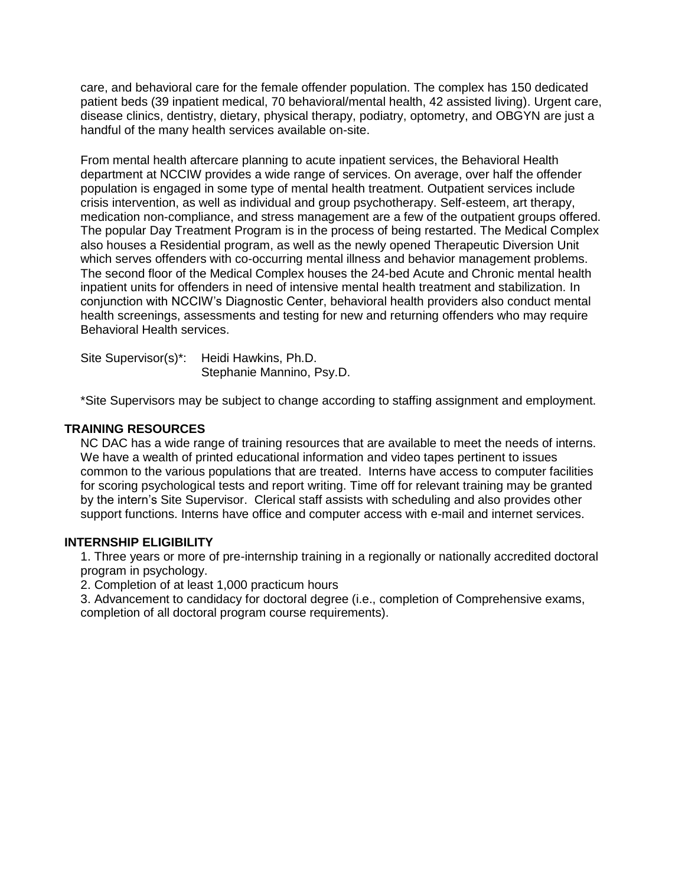care, and behavioral care for the female offender population. The complex has 150 dedicated patient beds (39 inpatient medical, 70 behavioral/mental health, 42 assisted living). Urgent care, disease clinics, dentistry, dietary, physical therapy, podiatry, optometry, and OBGYN are just a handful of the many health services available on-site.

From mental health aftercare planning to acute inpatient services, the Behavioral Health department at NCCIW provides a wide range of services. On average, over half the offender population is engaged in some type of mental health treatment. Outpatient services include crisis intervention, as well as individual and group psychotherapy. Self-esteem, art therapy, medication non-compliance, and stress management are a few of the outpatient groups offered. The popular Day Treatment Program is in the process of being restarted. The Medical Complex also houses a Residential program, as well as the newly opened Therapeutic Diversion Unit which serves offenders with co-occurring mental illness and behavior management problems. The second floor of the Medical Complex houses the 24-bed Acute and Chronic mental health inpatient units for offenders in need of intensive mental health treatment and stabilization. In conjunction with NCCIW's Diagnostic Center, behavioral health providers also conduct mental health screenings, assessments and testing for new and returning offenders who may require Behavioral Health services.

Site Supervisor(s)*: Heidi Hawkins, Ph.D.
Stephanie Mannino, Psy.D.

*Site Supervisors may be subject to change according to staffing assignment and employment.

**TRAINING RESOURCES**

NC DAC has a wide range of training resources that are available to meet the needs of interns. We have a wealth of printed educational information and video tapes pertinent to issues common to the various populations that are treated. Interns have access to computer facilities for scoring psychological tests and report writing. Time off for relevant training may be granted by the intern's Site Supervisor. Clerical staff assists with scheduling and also provides other support functions. Interns have office and computer access with e-mail and internet services.

**INTERNSHIP ELIGIBILITY**

1. Three years or more of pre-internship training in a regionally or nationally accredited doctoral program in psychology.
2. Completion of at least 1,000 practicum hours
3. Advancement to candidacy for doctoral degree (i.e., completion of Comprehensive exams, completion of all doctoral program course requirements).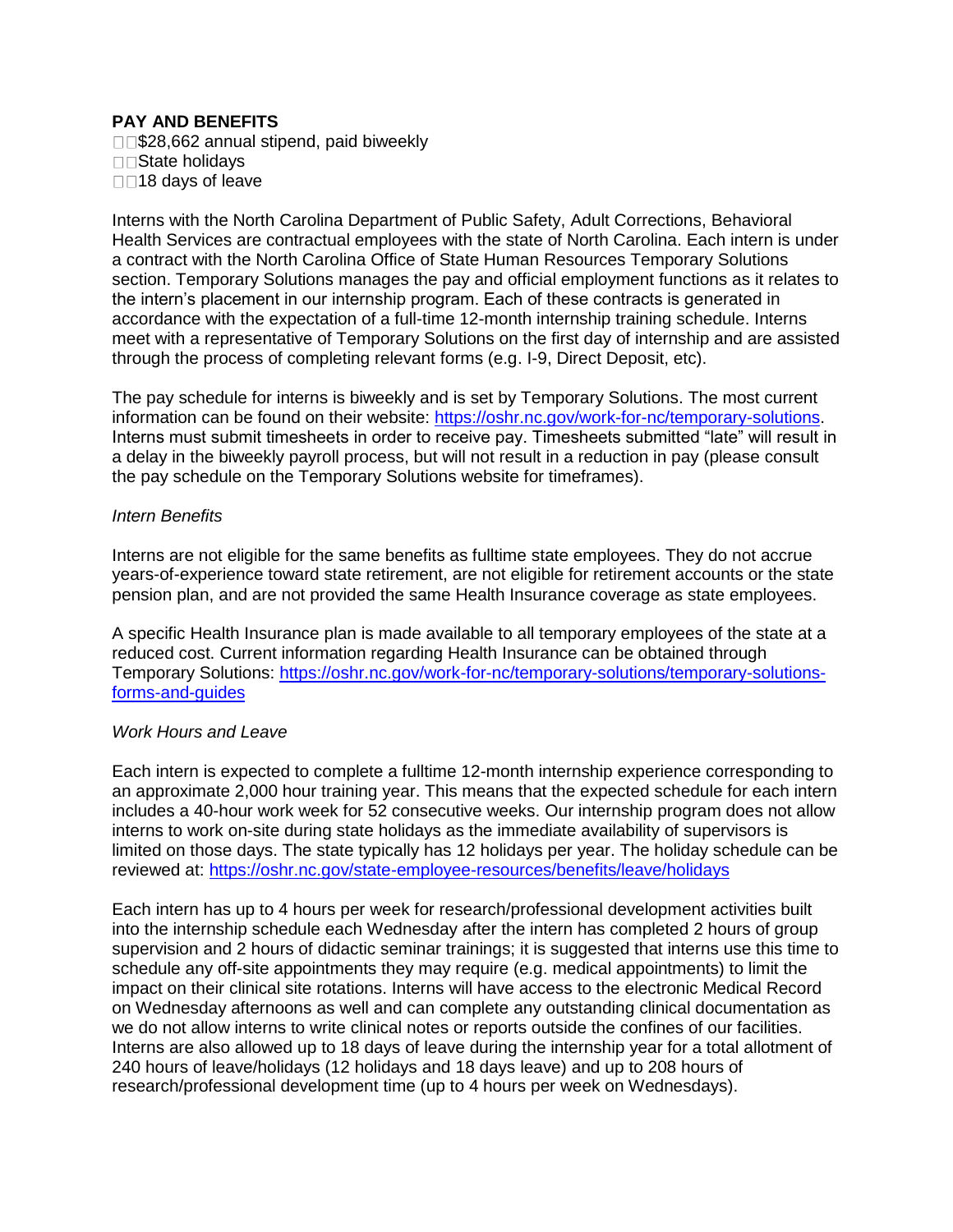**PAY AND BENEFITS**

- $28,662 annual stipend, paid biweekly
- State holidays
- 18 days of leave

Interns with the North Carolina Department of Public Safety, Adult Corrections, Behavioral Health Services are contractual employees with the state of North Carolina. Each intern is under a contract with the North Carolina Office of State Human Resources Temporary Solutions section. Temporary Solutions manages the pay and official employment functions as it relates to the intern's placement in our internship program. Each of these contracts is generated in accordance with the expectation of a full-time 12-month internship training schedule. Interns meet with a representative of Temporary Solutions on the first day of internship and are assisted through the process of completing relevant forms (e.g. I-9, Direct Deposit, etc).

The pay schedule for interns is biweekly and is set by Temporary Solutions. The most current information can be found on their website: [https://oshr.nc.gov/work-for-nc/temporary-solutions](https://oshr.nc.gov/work-for-nc/temporary-solutions). Interns must submit timesheets in order to receive pay. Timesheets submitted "late" will result in a delay in the biweekly payroll process, but will not result in a reduction in pay (please consult the pay schedule on the Temporary Solutions website for timeframes).

*Intern Benefits*

Interns are not eligible for the same benefits as fulltime state employees. They do not accrue years-of-experience toward state retirement, are not eligible for retirement accounts or the state pension plan, and are not provided the same Health Insurance coverage as state employees.

A specific Health Insurance plan is made available to all temporary employees of the state at a reduced cost. Current information regarding Health Insurance can be obtained through Temporary Solutions: [https://oshr.nc.gov/work-for-nc/temporary-solutions/temporary-solutions-forms-and-guides](https://oshr.nc.gov/work-for-nc/temporary-solutions/temporary-solutions-forms-and-guides)

*Work Hours and Leave*

Each intern is expected to complete a fulltime 12-month internship experience corresponding to an approximate 2,000 hour training year. This means that the expected schedule for each intern includes a 40-hour work week for 52 consecutive weeks. Our internship program does not allow interns to work on-site during state holidays as the immediate availability of supervisors is limited on those days. The state typically has 12 holidays per year. The holiday schedule can be reviewed at: [https://oshr.nc.gov/state-employee-resources/benefits/leave/holidays](https://oshr.nc.gov/state-employee-resources/benefits/leave/holidays)

Each intern has up to 4 hours per week for research/professional development activities built into the internship schedule each Wednesday after the intern has completed 2 hours of group supervision and 2 hours of didactic seminar trainings; it is suggested that interns use this time to schedule any off-site appointments they may require (e.g. medical appointments) to limit the impact on their clinical site rotations. Interns will have access to the electronic Medical Record on Wednesday afternoons as well and can complete any outstanding clinical documentation as we do not allow interns to write clinical notes or reports outside the confines of our facilities. Interns are also allowed up to 18 days of leave during the internship year for a total allotment of 240 hours of leave/holidays (12 holidays and 18 days leave) and up to 208 hours of research/professional development time (up to 4 hours per week on Wednesdays).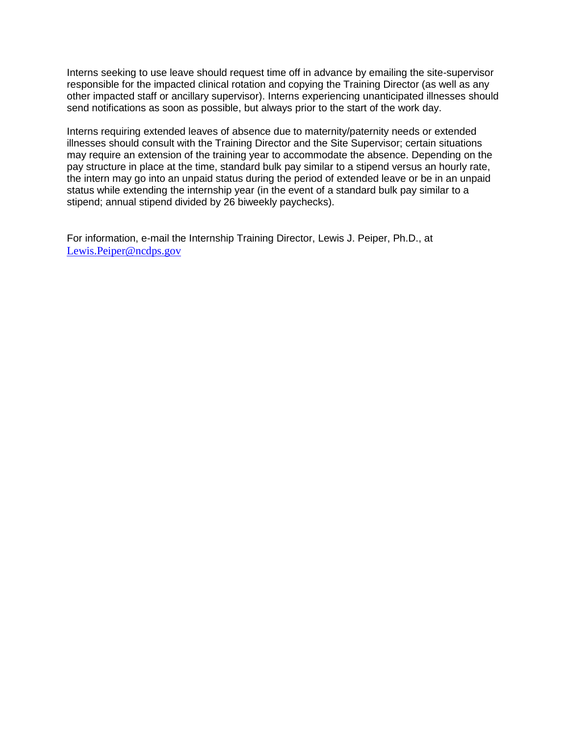Interns seeking to use leave should request time off in advance by emailing the site-supervisor responsible for the impacted clinical rotation and copying the Training Director (as well as any other impacted staff or ancillary supervisor). Interns experiencing unanticipated illnesses should send notifications as soon as possible, but always prior to the start of the work day.

Interns requiring extended leaves of absence due to maternity/paternity needs or extended illnesses should consult with the Training Director and the Site Supervisor; certain situations may require an extension of the training year to accommodate the absence. Depending on the pay structure in place at the time, standard bulk pay similar to a stipend versus an hourly rate, the intern may go into an unpaid status during the period of extended leave or be in an unpaid status while extending the internship year (in the event of a standard bulk pay similar to a stipend; annual stipend divided by 26 biweekly paychecks).

For information, e-mail the Internship Training Director, Lewis J. Peiper, Ph.D., at Lewis.Peiper@ncdps.gov